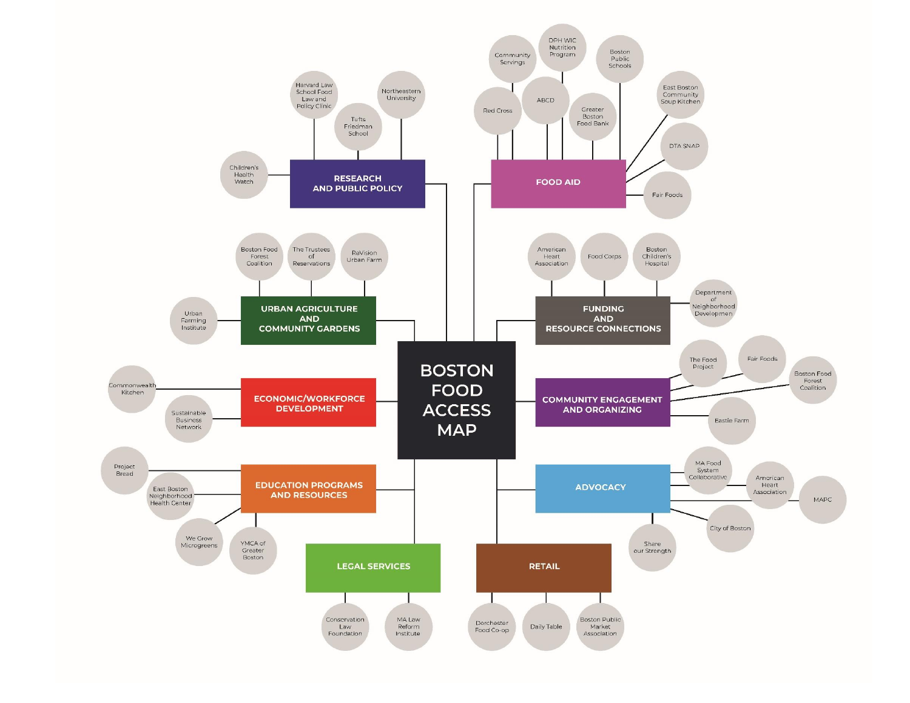# BOSTON FOOD ACCESS MAP

## RESEARCH AND PUBLIC POLICY
- Harvard Law School Food Law and Policy Clinic
- Tufts Friedman School
- Northeastern University
- Children's Health Watch

## FOOD AID
- Community Servings
- DPH WIC Nutrition Program
- Boston Public Schools
- Red Cross
- ABCD
- Greater Boston Food Bank
- East Boston Community Soup Kitchen
- DTA SNAP
- Fair Foods

## URBAN AGRICULTURE AND COMMUNITY GARDENS
- Boston Food Forest Coalition
- The Trustees of Reservations
- ReVision Urban Farm
- Urban Farming Institute

## FUNDING AND RESOURCE CONNECTIONS
- American Heart Association
- Food Corps
- Boston Children's Hospital
- Department of Neighborhood Developmen

## ECONOMIC/WORKFORCE DEVELOPMENT
- Commonwealth Kitchen
- Sustainable Business Network

## COMMUNITY ENGAGEMENT AND ORGANIZING
- The Food Project
- Fair Foods
- Boston Food Forest Coalition
- Eastie Farm

## EDUCATION PROGRAMS AND RESOURCES
- Project Bread
- East Boston Neighborhood Health Center
- We Grow Microgreens
- YMCA of Greater Boston

## ADVOCACY
- MA Food System Collaborative
- American Heart Association
- MAPC
- City of Boston
- Share our Strength

## LEGAL SERVICES
- Conservation Law Foundation
- MA Law Reform Institute

## RETAIL
- Dorchester Food Co-op
- Daily Table
- Boston Public Market Association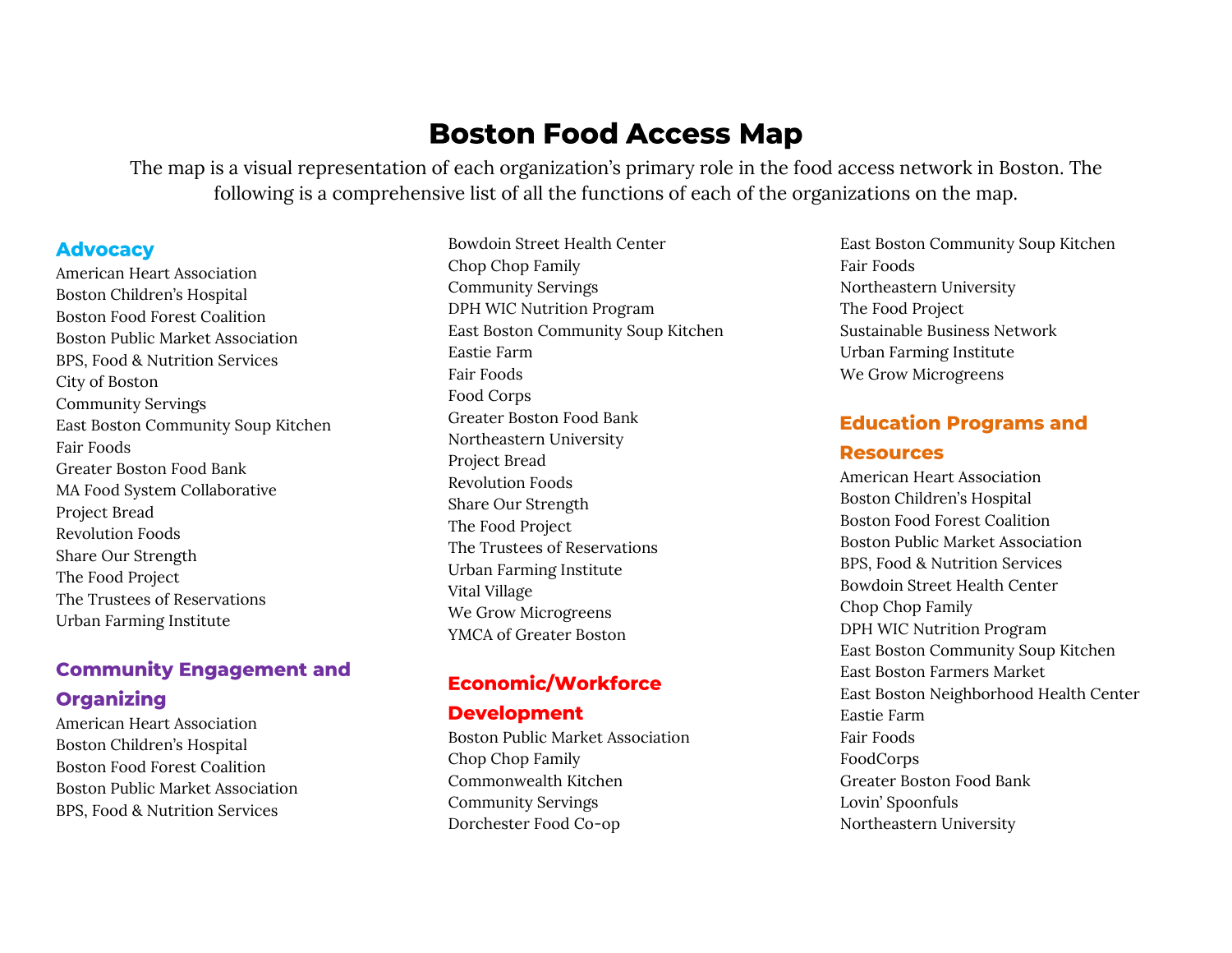# Boston Food Access Map

The map is a visual representation of each organization's primary role in the food access network in Boston. The following is a comprehensive list of all the functions of each of the organizations on the map.

## Advocacy

American Heart Association
Boston Children's Hospital
Boston Food Forest Coalition
Boston Public Market Association
BPS, Food & Nutrition Services
City of Boston
Community Servings
East Boston Community Soup Kitchen
Fair Foods
Greater Boston Food Bank
MA Food System Collaborative
Project Bread
Revolution Foods
Share Our Strength
The Food Project
The Trustees of Reservations
Urban Farming Institute

## Community Engagement and Organizing

American Heart Association
Boston Children's Hospital
Boston Food Forest Coalition
Boston Public Market Association
BPS, Food & Nutrition Services
Bowdoin Street Health Center
Chop Chop Family
Community Servings
DPH WIC Nutrition Program
East Boston Community Soup Kitchen
Eastie Farm
Fair Foods
Food Corps
Greater Boston Food Bank
Northeastern University
Project Bread
Revolution Foods
Share Our Strength
The Food Project
The Trustees of Reservations
Urban Farming Institute
Vital Village
We Grow Microgreens
YMCA of Greater Boston

## Economic/Workforce Development

Boston Public Market Association
Chop Chop Family
Commonwealth Kitchen
Community Servings
Dorchester Food Co-op
East Boston Community Soup Kitchen
Fair Foods
Northeastern University
The Food Project
Sustainable Business Network
Urban Farming Institute
We Grow Microgreens

## Education Programs and Resources

American Heart Association
Boston Children's Hospital
Boston Food Forest Coalition
Boston Public Market Association
BPS, Food & Nutrition Services
Bowdoin Street Health Center
Chop Chop Family
DPH WIC Nutrition Program
East Boston Community Soup Kitchen
East Boston Farmers Market
East Boston Neighborhood Health Center
Eastie Farm
Fair Foods
FoodCorps
Greater Boston Food Bank
Lovin' Spoonfuls
Northeastern University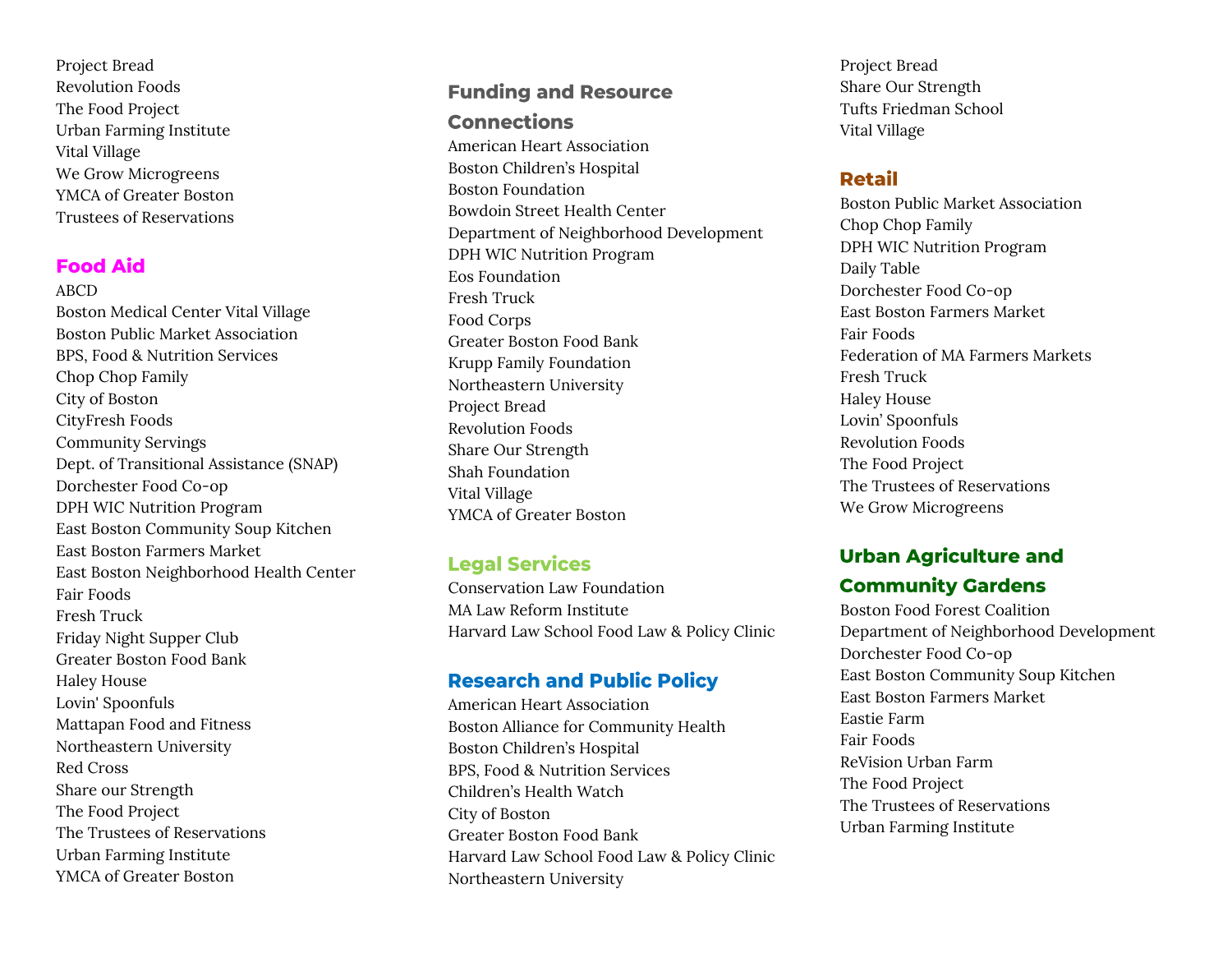Project Bread
Revolution Foods
The Food Project
Urban Farming Institute
Vital Village
We Grow Microgreens
YMCA of Greater Boston
Trustees of Reservations

## Food Aid

ABCD
Boston Medical Center Vital Village
Boston Public Market Association
BPS, Food & Nutrition Services
Chop Chop Family
City of Boston
CityFresh Foods
Community Servings
Dept. of Transitional Assistance (SNAP)
Dorchester Food Co-op
DPH WIC Nutrition Program
East Boston Community Soup Kitchen
East Boston Farmers Market
East Boston Neighborhood Health Center
Fair Foods
Fresh Truck
Friday Night Supper Club
Greater Boston Food Bank
Haley House
Lovin' Spoonfuls
Mattapan Food and Fitness
Northeastern University
Red Cross
Share our Strength
The Food Project
The Trustees of Reservations
Urban Farming Institute
YMCA of Greater Boston

## Funding and Resource Connections

American Heart Association
Boston Children's Hospital
Boston Foundation
Bowdoin Street Health Center
Department of Neighborhood Development
DPH WIC Nutrition Program
Eos Foundation
Fresh Truck
Food Corps
Greater Boston Food Bank
Krupp Family Foundation
Northeastern University
Project Bread
Revolution Foods
Share Our Strength
Shah Foundation
Vital Village
YMCA of Greater Boston

## Legal Services

Conservation Law Foundation
MA Law Reform Institute
Harvard Law School Food Law & Policy Clinic

## Research and Public Policy

American Heart Association
Boston Alliance for Community Health
Boston Children's Hospital
BPS, Food & Nutrition Services
Children's Health Watch
City of Boston
Greater Boston Food Bank
Harvard Law School Food Law & Policy Clinic
Northeastern University
Project Bread
Share Our Strength
Tufts Friedman School
Vital Village

## Retail

Boston Public Market Association
Chop Chop Family
DPH WIC Nutrition Program
Daily Table
Dorchester Food Co-op
East Boston Farmers Market
Fair Foods
Federation of MA Farmers Markets
Fresh Truck
Haley House
Lovin' Spoonfuls
Revolution Foods
The Food Project
The Trustees of Reservations
We Grow Microgreens

## Urban Agriculture and Community Gardens

Boston Food Forest Coalition
Department of Neighborhood Development
Dorchester Food Co-op
East Boston Community Soup Kitchen
East Boston Farmers Market
Eastie Farm
Fair Foods
ReVision Urban Farm
The Food Project
The Trustees of Reservations
Urban Farming Institute